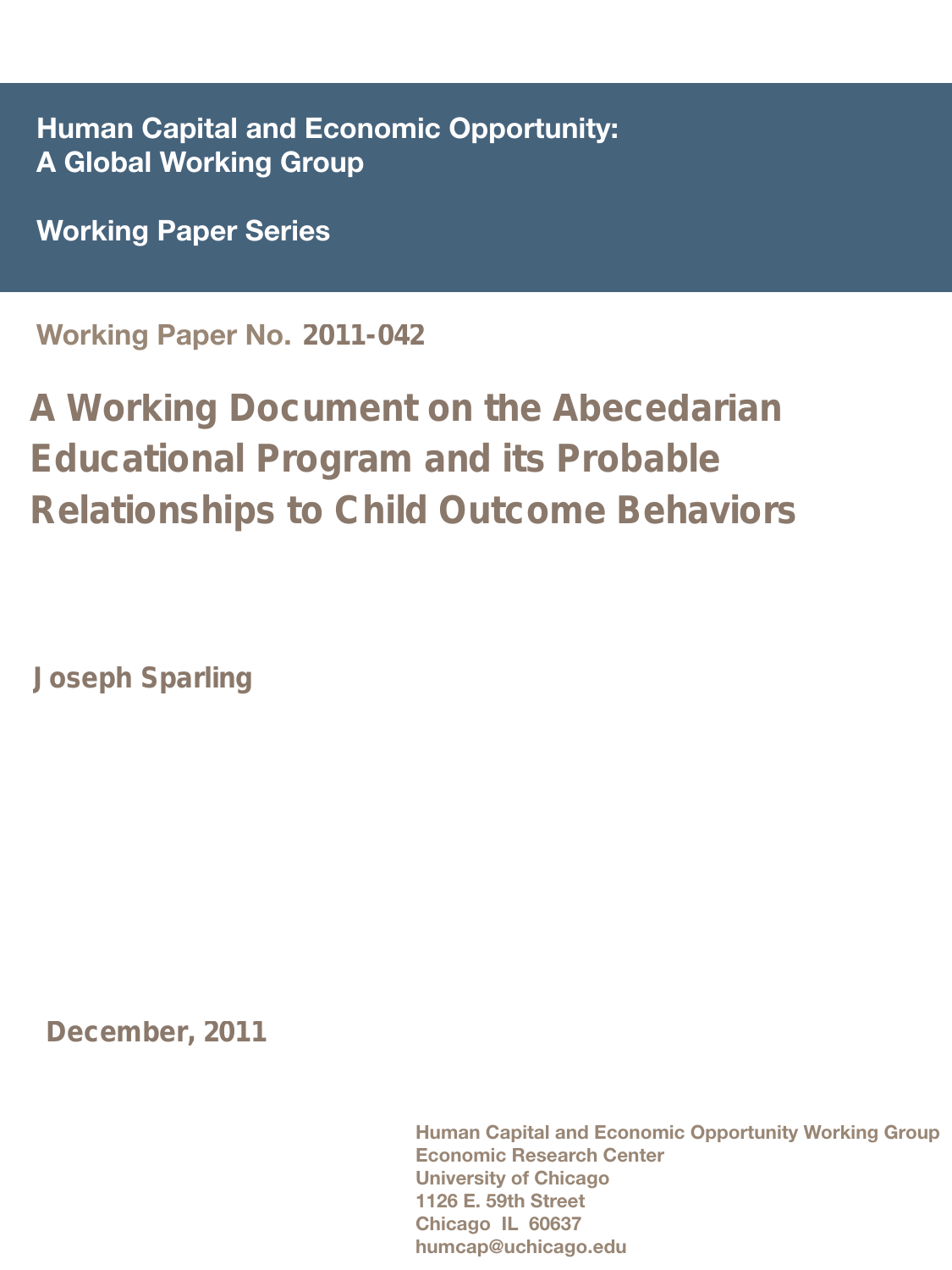**Human Capital and Economic Opportunity: A Global Working Group**

**Working Paper Series**

**Working Paper No. 2011-042**

# A Working Document on the Abecedarian Educational Program and its Probable Relationships to Child Outcome Behaviors

**Joseph Sparling**

**December, 2011**

Human Capital and Economic Opportunity Working Group
Economic Research Center
University of Chicago
1126 E. 59th Street
Chicago IL 60637
humcap@uchicago.edu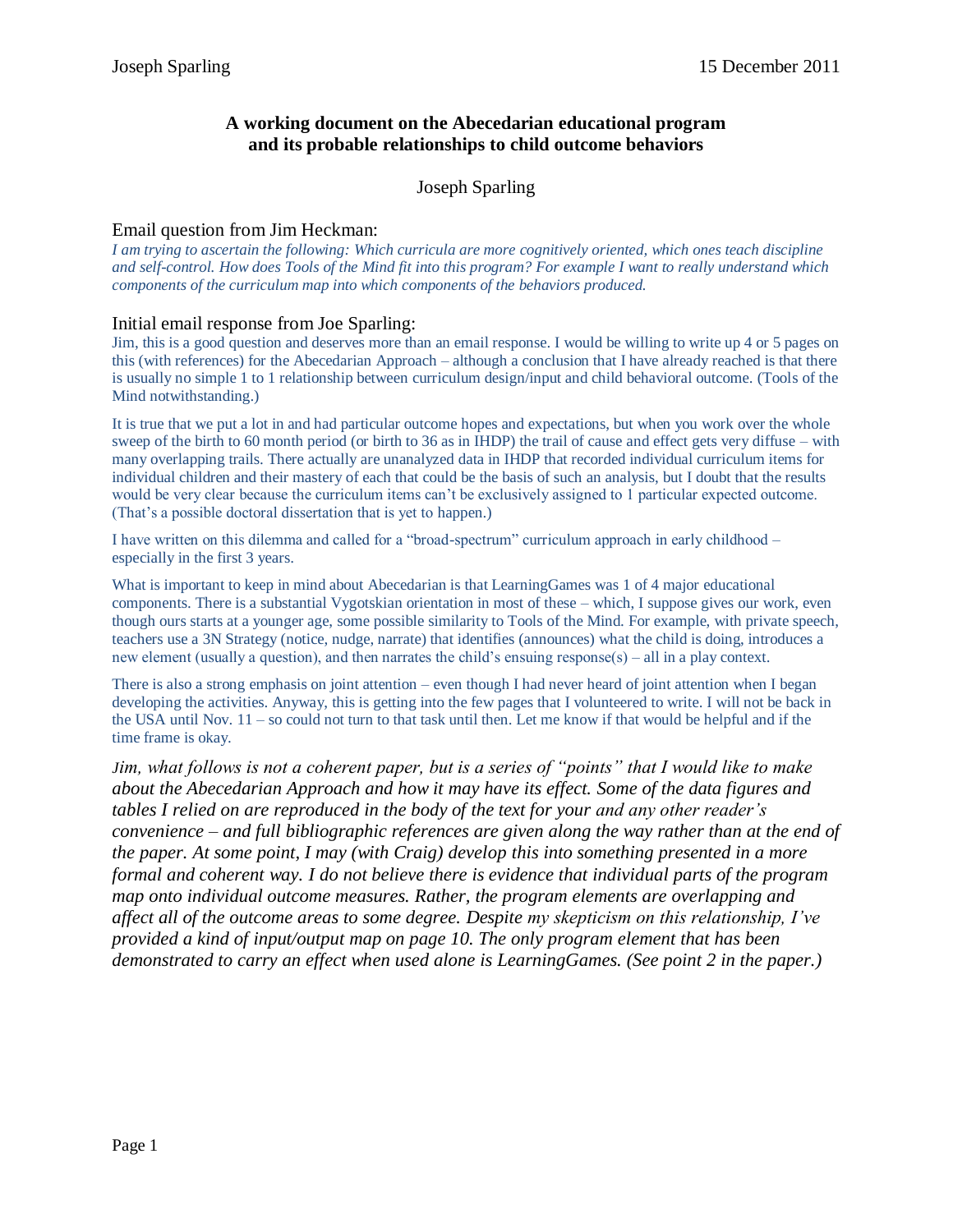# A working document on the Abecedarian educational program and its probable relationships to child outcome behaviors

Joseph Sparling

## Email question from Jim Heckman:

*I am trying to ascertain the following: Which curricula are more cognitively oriented, which ones teach discipline and self-control. How does Tools of the Mind fit into this program? For example I want to really understand which components of the curriculum map into which components of the behaviors produced.*

## Initial email response from Joe Sparling:

Jim, this is a good question and deserves more than an email response. I would be willing to write up 4 or 5 pages on this (with references) for the Abecedarian Approach – although a conclusion that I have already reached is that there is usually no simple 1 to 1 relationship between curriculum design/input and child behavioral outcome. (Tools of the Mind notwithstanding.)

It is true that we put a lot in and had particular outcome hopes and expectations, but when you work over the whole sweep of the birth to 60 month period (or birth to 36 as in IHDP) the trail of cause and effect gets very diffuse – with many overlapping trails. There actually are unanalyzed data in IHDP that recorded individual curriculum items for individual children and their mastery of each that could be the basis of such an analysis, but I doubt that the results would be very clear because the curriculum items can't be exclusively assigned to 1 particular expected outcome. (That's a possible doctoral dissertation that is yet to happen.)

I have written on this dilemma and called for a "broad-spectrum" curriculum approach in early childhood – especially in the first 3 years.

What is important to keep in mind about Abecedarian is that LearningGames was 1 of 4 major educational components. There is a substantial Vygotskian orientation in most of these – which, I suppose gives our work, even though ours starts at a younger age, some possible similarity to Tools of the Mind. For example, with private speech, teachers use a 3N Strategy (notice, nudge, narrate) that identifies (announces) what the child is doing, introduces a new element (usually a question), and then narrates the child's ensuing response(s) – all in a play context.

There is also a strong emphasis on joint attention – even though I had never heard of joint attention when I began developing the activities. Anyway, this is getting into the few pages that I volunteered to write. I will not be back in the USA until Nov. 11 – so could not turn to that task until then. Let me know if that would be helpful and if the time frame is okay.

*Jim, what follows is not a coherent paper, but is a series of "points" that I would like to make about the Abecedarian Approach and how it may have its effect. Some of the data figures and tables I relied on are reproduced in the body of the text for your and any other reader's convenience – and full bibliographic references are given along the way rather than at the end of the paper. At some point, I may (with Craig) develop this into something presented in a more formal and coherent way. I do not believe there is evidence that individual parts of the program map onto individual outcome measures. Rather, the program elements are overlapping and affect all of the outcome areas to some degree. Despite my skepticism on this relationship, I've provided a kind of input/output map on page 10. The only program element that has been demonstrated to carry an effect when used alone is LearningGames. (See point 2 in the paper.)*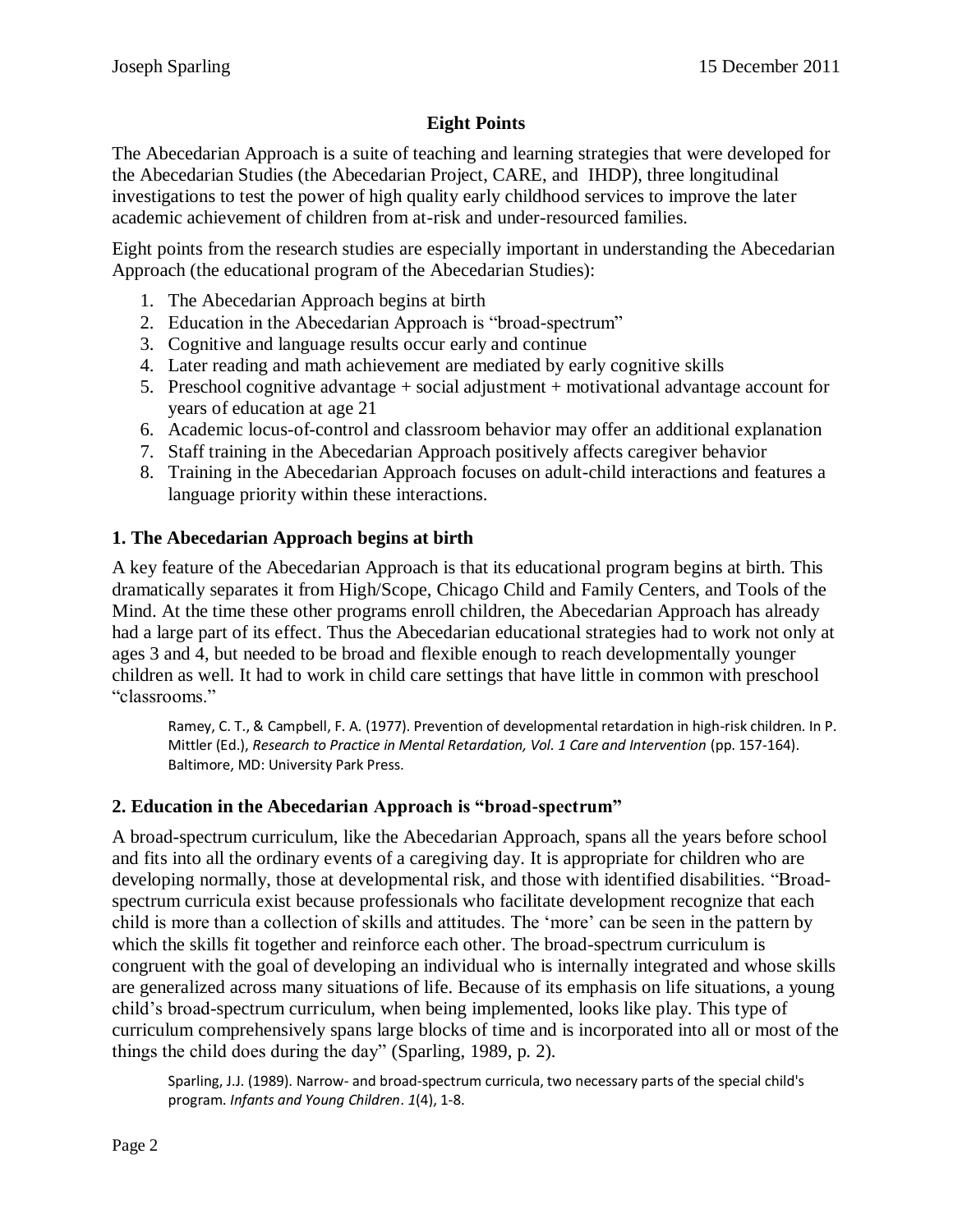## Eight Points

The Abecedarian Approach is a suite of teaching and learning strategies that were developed for the Abecedarian Studies (the Abecedarian Project, CARE, and IHDP), three longitudinal investigations to test the power of high quality early childhood services to improve the later academic achievement of children from at-risk and under-resourced families.

Eight points from the research studies are especially important in understanding the Abecedarian Approach (the educational program of the Abecedarian Studies):

1. The Abecedarian Approach begins at birth
2. Education in the Abecedarian Approach is "broad-spectrum"
3. Cognitive and language results occur early and continue
4. Later reading and math achievement are mediated by early cognitive skills
5. Preschool cognitive advantage + social adjustment + motivational advantage account for years of education at age 21
6. Academic locus-of-control and classroom behavior may offer an additional explanation
7. Staff training in the Abecedarian Approach positively affects caregiver behavior
8. Training in the Abecedarian Approach focuses on adult-child interactions and features a language priority within these interactions.

### 1. The Abecedarian Approach begins at birth

A key feature of the Abecedarian Approach is that its educational program begins at birth. This dramatically separates it from High/Scope, Chicago Child and Family Centers, and Tools of the Mind. At the time these other programs enroll children, the Abecedarian Approach has already had a large part of its effect. Thus the Abecedarian educational strategies had to work not only at ages 3 and 4, but needed to be broad and flexible enough to reach developmentally younger children as well. It had to work in child care settings that have little in common with preschool "classrooms."

> Ramey, C. T., & Campbell, F. A. (1977). Prevention of developmental retardation in high-risk children. In P. Mittler (Ed.), *Research to Practice in Mental Retardation, Vol. 1 Care and Intervention* (pp. 157-164). Baltimore, MD: University Park Press.

### 2. Education in the Abecedarian Approach is "broad-spectrum"

A broad-spectrum curriculum, like the Abecedarian Approach, spans all the years before school and fits into all the ordinary events of a caregiving day. It is appropriate for children who are developing normally, those at developmental risk, and those with identified disabilities. "Broad-spectrum curricula exist because professionals who facilitate development recognize that each child is more than a collection of skills and attitudes. The 'more' can be seen in the pattern by which the skills fit together and reinforce each other. The broad-spectrum curriculum is congruent with the goal of developing an individual who is internally integrated and whose skills are generalized across many situations of life. Because of its emphasis on life situations, a young child's broad-spectrum curriculum, when being implemented, looks like play. This type of curriculum comprehensively spans large blocks of time and is incorporated into all or most of the things the child does during the day" (Sparling, 1989, p. 2).

> Sparling, J.J. (1989). Narrow- and broad-spectrum curricula, two necessary parts of the special child's program. *Infants and Young Children*. *1*(4), 1-8.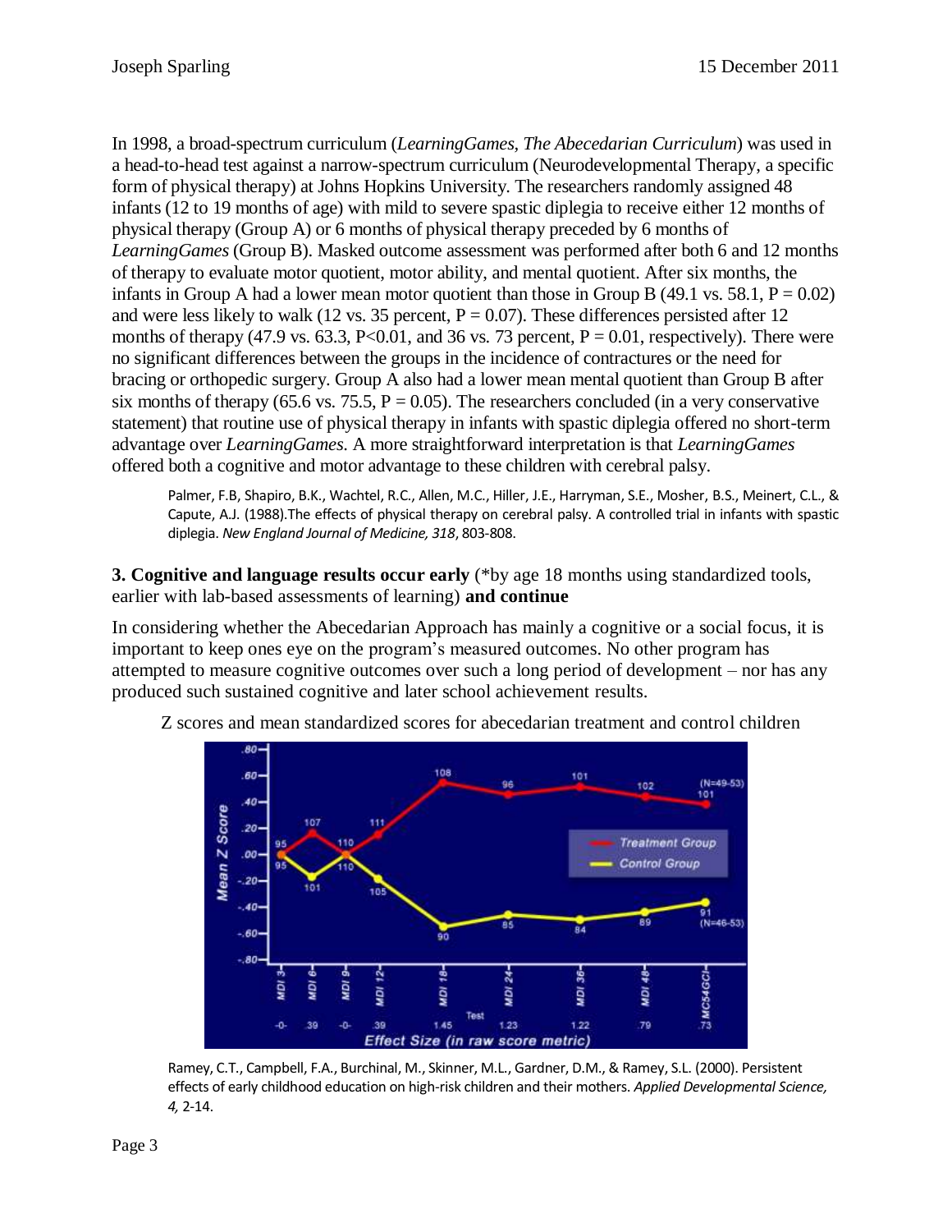In 1998, a broad-spectrum curriculum (*LearningGames, The Abecedarian Curriculum*) was used in a head-to-head test against a narrow-spectrum curriculum (Neurodevelopmental Therapy, a specific form of physical therapy) at Johns Hopkins University. The researchers randomly assigned 48 infants (12 to 19 months of age) with mild to severe spastic diplegia to receive either 12 months of physical therapy (Group A) or 6 months of physical therapy preceded by 6 months of *LearningGames* (Group B). Masked outcome assessment was performed after both 6 and 12 months of therapy to evaluate motor quotient, motor ability, and mental quotient. After six months, the infants in Group A had a lower mean motor quotient than those in Group B (49.1 vs. 58.1, $P = 0.02$) and were less likely to walk (12 vs. 35 percent, $P = 0.07$). These differences persisted after 12 months of therapy (47.9 vs. 63.3, $P<0.01$, and 36 vs. 73 percent, $P = 0.01$, respectively). There were no significant differences between the groups in the incidence of contractures or the need for bracing or orthopedic surgery. Group A also had a lower mean mental quotient than Group B after six months of therapy (65.6 vs. 75.5, $P = 0.05$). The researchers concluded (in a very conservative statement) that routine use of physical therapy in infants with spastic diplegia offered no short-term advantage over *LearningGames*. A more straightforward interpretation is that *LearningGames* offered both a cognitive and motor advantage to these children with cerebral palsy.

> Palmer, F.B, Shapiro, B.K., Wachtel, R.C., Allen, M.C., Hiller, J.E., Harryman, S.E., Mosher, B.S., Meinert, C.L., & Capute, A.J. (1988).The effects of physical therapy on cerebral palsy. A controlled trial in infants with spastic diplegia. *New England Journal of Medicine, 318*, 803-808.

**3. Cognitive and language results occur early** (*by age 18 months using standardized tools, earlier with lab-based assessments of learning) **and continue**

In considering whether the Abecedarian Approach has mainly a cognitive or a social focus, it is important to keep ones eye on the program's measured outcomes. No other program has attempted to measure cognitive outcomes over such a long period of development – nor has any produced such sustained cognitive and later school achievement results.

Z scores and mean standardized scores for abecedarian treatment and control children

> Ramey, C.T., Campbell, F.A., Burchinal, M., Skinner, M.L., Gardner, D.M., & Ramey, S.L. (2000). Persistent effects of early childhood education on high-risk children and their mothers. *Applied Developmental Science, 4,* 2-14.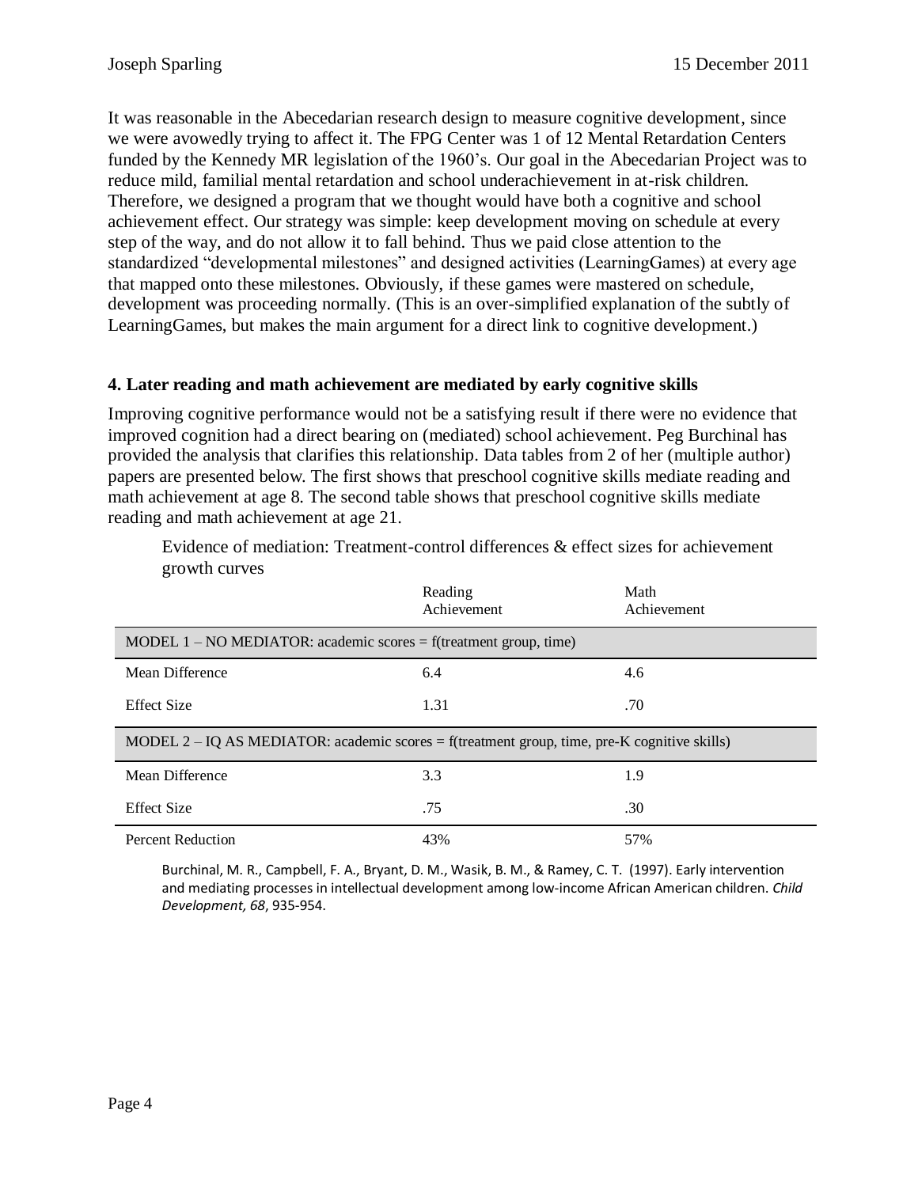It was reasonable in the Abecedarian research design to measure cognitive development, since we were avowedly trying to affect it. The FPG Center was 1 of 12 Mental Retardation Centers funded by the Kennedy MR legislation of the 1960's. Our goal in the Abecedarian Project was to reduce mild, familial mental retardation and school underachievement in at-risk children. Therefore, we designed a program that we thought would have both a cognitive and school achievement effect. Our strategy was simple: keep development moving on schedule at every step of the way, and do not allow it to fall behind. Thus we paid close attention to the standardized "developmental milestones" and designed activities (LearningGames) at every age that mapped onto these milestones. Obviously, if these games were mastered on schedule, development was proceeding normally. (This is an over-simplified explanation of the subtly of LearningGames, but makes the main argument for a direct link to cognitive development.)

### 4. Later reading and math achievement are mediated by early cognitive skills

Improving cognitive performance would not be a satisfying result if there were no evidence that improved cognition had a direct bearing on (mediated) school achievement. Peg Burchinal has provided the analysis that clarifies this relationship. Data tables from 2 of her (multiple author) papers are presented below. The first shows that preschool cognitive skills mediate reading and math achievement at age 8. The second table shows that preschool cognitive skills mediate reading and math achievement at age 21.

Evidence of mediation: Treatment-control differences & effect sizes for achievement growth curves

| | Reading Achievement | Math Achievement |
|---|---|---|
| MODEL 1 – NO MEDIATOR: academic scores = f(treatment group, time) | | |
| Mean Difference | 6.4 | 4.6 |
| Effect Size | 1.31 | .70 |
| MODEL 2 – IQ AS MEDIATOR: academic scores = f(treatment group, time, pre-K cognitive skills) | | |
| Mean Difference | 3.3 | 1.9 |
| Effect Size | .75 | .30 |
| Percent Reduction | 43% | 57% |

Burchinal, M. R., Campbell, F. A., Bryant, D. M., Wasik, B. M., & Ramey, C. T. (1997). Early intervention and mediating processes in intellectual development among low-income African American children. *Child Development, 68*, 935-954.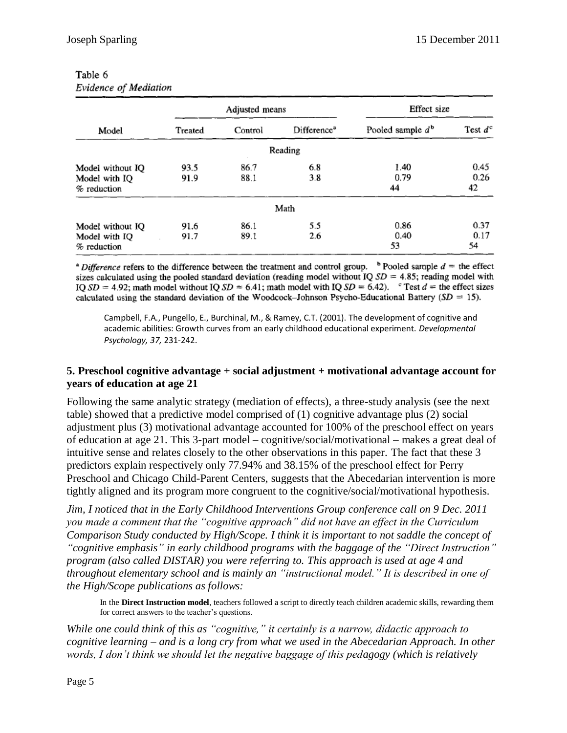Table 6
*Evidence of Mediation*

| Model | Adjusted means | | | Effect size | |
|---|---|---|---|---|---|
| | Treated | Control | Difference[a] | Pooled sample $d$[b] | Test $d$[c] |
| **Reading** | | | | | |
| Model without IQ | 93.5 | 86.7 | 6.8 | 1.40 | 0.45 |
| Model with IQ | 91.9 | 88.1 | 3.8 | 0.79 | 0.26 |
| % reduction | | | | 44 | 42 |
| **Math** | | | | | |
| Model without IQ | 91.6 | 86.1 | 5.5 | 0.86 | 0.37 |
| Model with IQ | 91.7 | 89.1 | 2.6 | 0.40 | 0.17 |
| % reduction | | | | 53 | 54 |

[a] *Difference* refers to the difference between the treatment and control group. [b] Pooled sample $d$ = the effect sizes calculated using the pooled standard deviation (reading model without IQ $SD = 4.85$; reading model with IQ $SD = 4.92$; math model without IQ $SD = 6.41$; math model with IQ $SD = 6.42$). [c] Test $d$ = the effect sizes calculated using the standard deviation of the Woodcock–Johnson Psycho-Educational Battery ($SD = 15$).

> Campbell, F.A., Pungello, E., Burchinal, M., & Ramey, C.T. (2001). The development of cognitive and academic abilities: Growth curves from an early childhood educational experiment. *Developmental Psychology, 37,* 231-242.

### 5. Preschool cognitive advantage + social adjustment + motivational advantage account for years of education at age 21

Following the same analytic strategy (mediation of effects), a three-study analysis (see the next table) showed that a predictive model comprised of (1) cognitive advantage plus (2) social adjustment plus (3) motivational advantage accounted for 100% of the preschool effect on years of education at 21. This 3-part model – cognitive/social/motivational – makes a great deal of intuitive sense and relates closely to the other observations in this paper. The fact that these 3 predictors explain respectively only 77.94% and 38.15% of the preschool effect for Perry Preschool and Chicago Child-Parent Centers, suggests that the Abecedarian intervention is more tightly aligned and its program more congruent to the cognitive/social/motivational hypothesis.

*Jim, I noticed that in the Early Childhood Interventions Group conference call on 9 Dec. 2011 you made a comment that the "cognitive approach" did not have an effect in the Curriculum Comparison Study conducted by High/Scope. I think it is important to not saddle the concept of "cognitive emphasis" in early childhood programs with the baggage of the "Direct Instruction" program (also called DISTAR) you were referring to. This approach is used at age 4 and throughout elementary school and is mainly an "instructional model." It is described in one of the High/Scope publications as follows:*

> In the **Direct Instruction model**, teachers followed a script to directly teach children academic skills, rewarding them for correct answers to the teacher's questions.

*While one could think of this as "cognitive," it certainly is a narrow, didactic approach to cognitive learning – and is a long cry from what we used in the Abecedarian Approach. In other words, I don't think we should let the negative baggage of this pedagogy (which is relatively*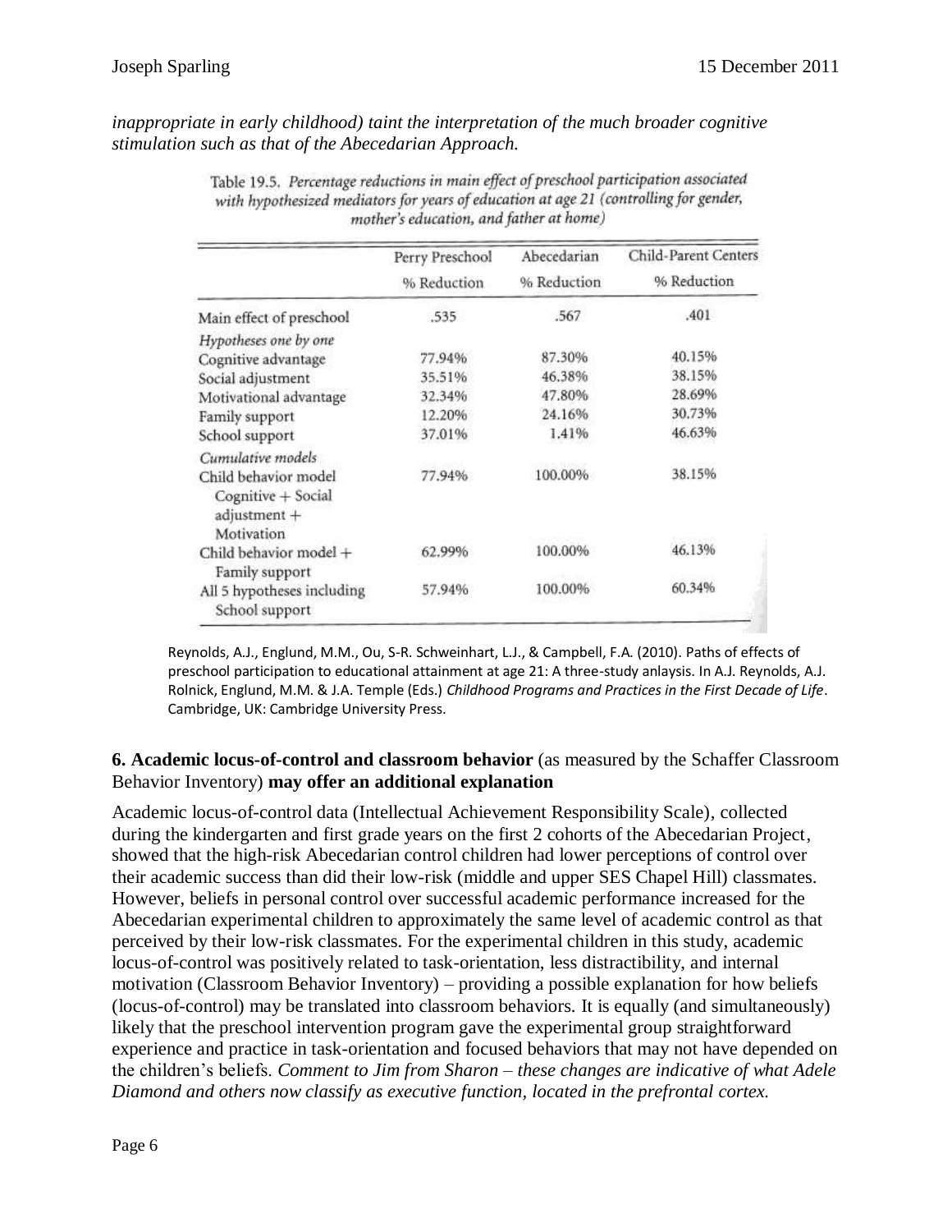*inappropriate in early childhood) taint the interpretation of the much broader cognitive stimulation such as that of the Abecedarian Approach.*

Table 19.5. *Percentage reductions in main effect of preschool participation associated with hypothesized mediators for years of education at age 21 (controlling for gender, mother's education, and father at home)*

| | Perry Preschool % Reduction | Abecedarian % Reduction | Child-Parent Centers % Reduction |
|---|---|---|---|
| Main effect of preschool | .535 | .567 | .401 |
| *Hypotheses one by one* | | | |
| Cognitive advantage | 77.94% | 87.30% | 40.15% |
| Social adjustment | 35.51% | 46.38% | 38.15% |
| Motivational advantage | 32.34% | 47.80% | 28.69% |
| Family support | 12.20% | 24.16% | 30.73% |
| School support | 37.01% | 1.41% | 46.63% |
| *Cumulative models* | | | |
| Child behavior model Cognitive + Social adjustment + Motivation | 77.94% | 100.00% | 38.15% |
| Child behavior model + Family support | 62.99% | 100.00% | 46.13% |
| All 5 hypotheses including School support | 57.94% | 100.00% | 60.34% |

Reynolds, A.J., Englund, M.M., Ou, S-R. Schweinhart, L.J., & Campbell, F.A. (2010). Paths of effects of preschool participation to educational attainment at age 21: A three-study anlaysis. In A.J. Reynolds, A.J. Rolnick, Englund, M.M. & J.A. Temple (Eds.) *Childhood Programs and Practices in the First Decade of Life*. Cambridge, UK: Cambridge University Press.

**6. Academic locus-of-control and classroom behavior** (as measured by the Schaffer Classroom Behavior Inventory) **may offer an additional explanation**

Academic locus-of-control data (Intellectual Achievement Responsibility Scale), collected during the kindergarten and first grade years on the first 2 cohorts of the Abecedarian Project, showed that the high-risk Abecedarian control children had lower perceptions of control over their academic success than did their low-risk (middle and upper SES Chapel Hill) classmates. However, beliefs in personal control over successful academic performance increased for the Abecedarian experimental children to approximately the same level of academic control as that perceived by their low-risk classmates. For the experimental children in this study, academic locus-of-control was positively related to task-orientation, less distractibility, and internal motivation (Classroom Behavior Inventory) – providing a possible explanation for how beliefs (locus-of-control) may be translated into classroom behaviors. It is equally (and simultaneously) likely that the preschool intervention program gave the experimental group straightforward experience and practice in task-orientation and focused behaviors that may not have depended on the children's beliefs. *Comment to Jim from Sharon – these changes are indicative of what Adele Diamond and others now classify as executive function, located in the prefrontal cortex.*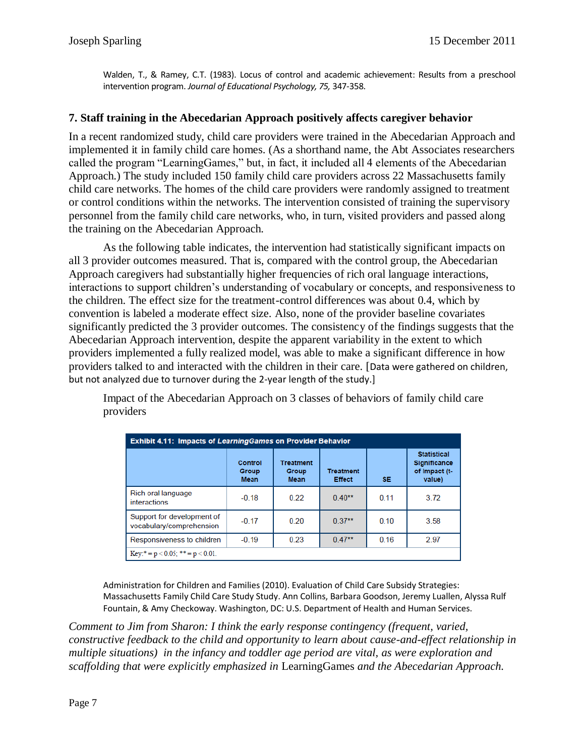Walden, T., & Ramey, C.T. (1983). Locus of control and academic achievement: Results from a preschool intervention program. *Journal of Educational Psychology, 75,* 347-358.

## 7. Staff training in the Abecedarian Approach positively affects caregiver behavior

In a recent randomized study, child care providers were trained in the Abecedarian Approach and implemented it in family child care homes. (As a shorthand name, the Abt Associates researchers called the program "LearningGames," but, in fact, it included all 4 elements of the Abecedarian Approach.) The study included 150 family child care providers across 22 Massachusetts family child care networks. The homes of the child care providers were randomly assigned to treatment or control conditions within the networks. The intervention consisted of training the supervisory personnel from the family child care networks, who, in turn, visited providers and passed along the training on the Abecedarian Approach.

As the following table indicates, the intervention had statistically significant impacts on all 3 provider outcomes measured. That is, compared with the control group, the Abecedarian Approach caregivers had substantially higher frequencies of rich oral language interactions, interactions to support children's understanding of vocabulary or concepts, and responsiveness to the children. The effect size for the treatment-control differences was about 0.4, which by convention is labeled a moderate effect size. Also, none of the provider baseline covariates significantly predicted the 3 provider outcomes. The consistency of the findings suggests that the Abecedarian Approach intervention, despite the apparent variability in the extent to which providers implemented a fully realized model, was able to make a significant difference in how providers talked to and interacted with the children in their care. [Data were gathered on children, but not analyzed due to turnover during the 2-year length of the study.]

Impact of the Abecedarian Approach on 3 classes of behaviors of family child care providers

**Exhibit 4.11: Impacts of *LearningGames* on Provider Behavior**

| | Control Group Mean | Treatment Group Mean | Treatment Effect | SE | Statistical Significance of Impact (t-value) |
|---|---|---|---|---|---|
| Rich oral language interactions | -0.18 | 0.22 | 0.40** | 0.11 | 3.72 |
| Support for development of vocabulary/comprehension | -0.17 | 0.20 | 0.37** | 0.10 | 3.58 |
| Responsiveness to children | -0.19 | 0.23 | 0.47** | 0.16 | 2.97 |

Key: * = $p < 0.05$; ** = $p < 0.01$.

Administration for Children and Families (2010). Evaluation of Child Care Subsidy Strategies: Massachusetts Family Child Care Study Study. Ann Collins, Barbara Goodson, Jeremy Luallen, Alyssa Rulf Fountain, & Amy Checkoway. Washington, DC: U.S. Department of Health and Human Services.

*Comment to Jim from Sharon: I think the early response contingency (frequent, varied, constructive feedback to the child and opportunity to learn about cause-and-effect relationship in multiple situations) in the infancy and toddler age period are vital, as were exploration and scaffolding that were explicitly emphasized in* LearningGames *and the Abecedarian Approach.*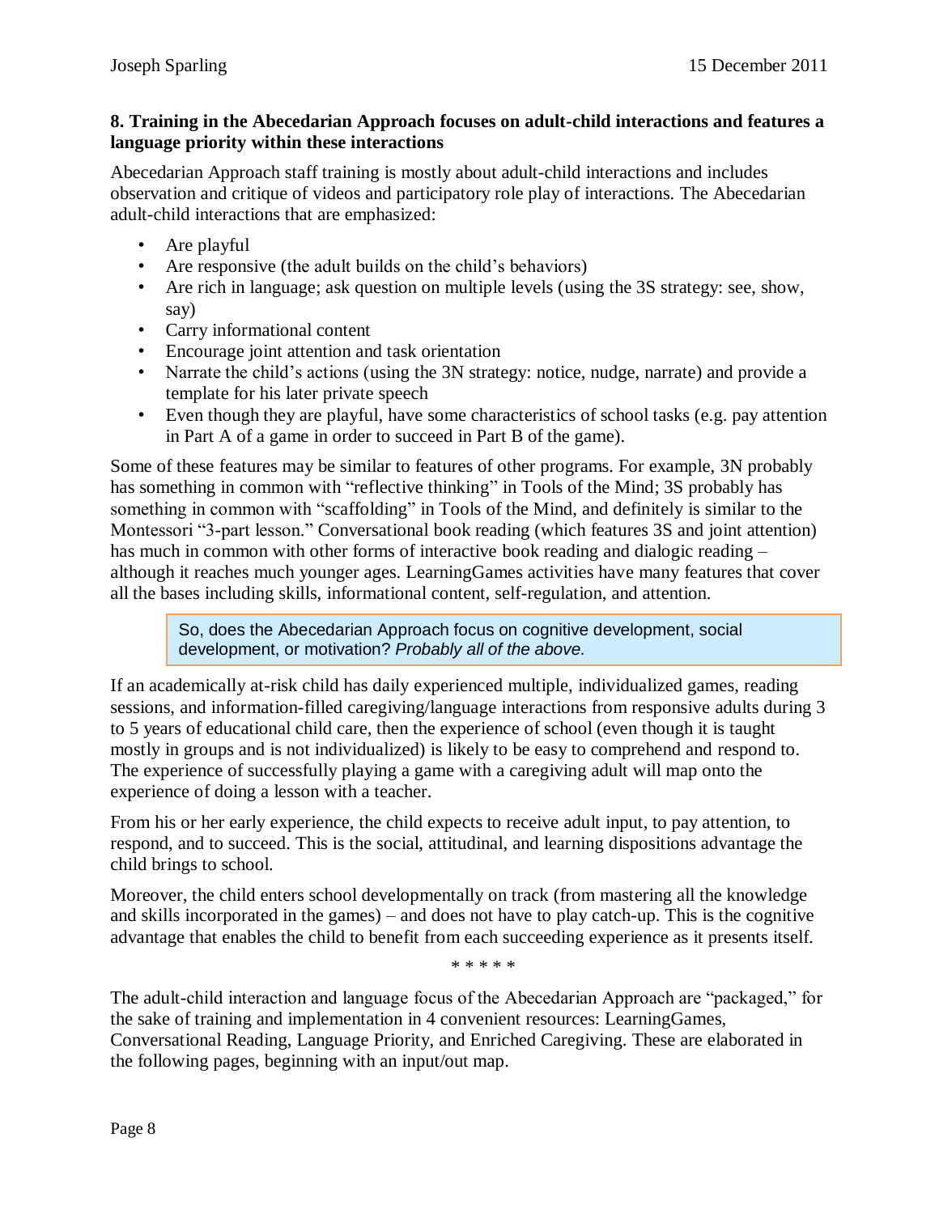### 8. Training in the Abecedarian Approach focuses on adult-child interactions and features a language priority within these interactions

Abecedarian Approach staff training is mostly about adult-child interactions and includes observation and critique of videos and participatory role play of interactions. The Abecedarian adult-child interactions that are emphasized:

- Are playful
- Are responsive (the adult builds on the child's behaviors)
- Are rich in language; ask question on multiple levels (using the 3S strategy: see, show, say)
- Carry informational content
- Encourage joint attention and task orientation
- Narrate the child's actions (using the 3N strategy: notice, nudge, narrate) and provide a template for his later private speech
- Even though they are playful, have some characteristics of school tasks (e.g. pay attention in Part A of a game in order to succeed in Part B of the game).

Some of these features may be similar to features of other programs. For example, 3N probably has something in common with "reflective thinking" in Tools of the Mind; 3S probably has something in common with "scaffolding" in Tools of the Mind, and definitely is similar to the Montessori "3-part lesson." Conversational book reading (which features 3S and joint attention) has much in common with other forms of interactive book reading and dialogic reading – although it reaches much younger ages. LearningGames activities have many features that cover all the bases including skills, informational content, self-regulation, and attention.

> So, does the Abecedarian Approach focus on cognitive development, social development, or motivation? *Probably all of the above.*

If an academically at-risk child has daily experienced multiple, individualized games, reading sessions, and information-filled caregiving/language interactions from responsive adults during 3 to 5 years of educational child care, then the experience of school (even though it is taught mostly in groups and is not individualized) is likely to be easy to comprehend and respond to. The experience of successfully playing a game with a caregiving adult will map onto the experience of doing a lesson with a teacher.

From his or her early experience, the child expects to receive adult input, to pay attention, to respond, and to succeed. This is the social, attitudinal, and learning dispositions advantage the child brings to school.

Moreover, the child enters school developmentally on track (from mastering all the knowledge and skills incorporated in the games) – and does not have to play catch-up. This is the cognitive advantage that enables the child to benefit from each succeeding experience as it presents itself.

\* \* \* \* \*

The adult-child interaction and language focus of the Abecedarian Approach are "packaged," for the sake of training and implementation in 4 convenient resources: LearningGames, Conversational Reading, Language Priority, and Enriched Caregiving. These are elaborated in the following pages, beginning with an input/out map.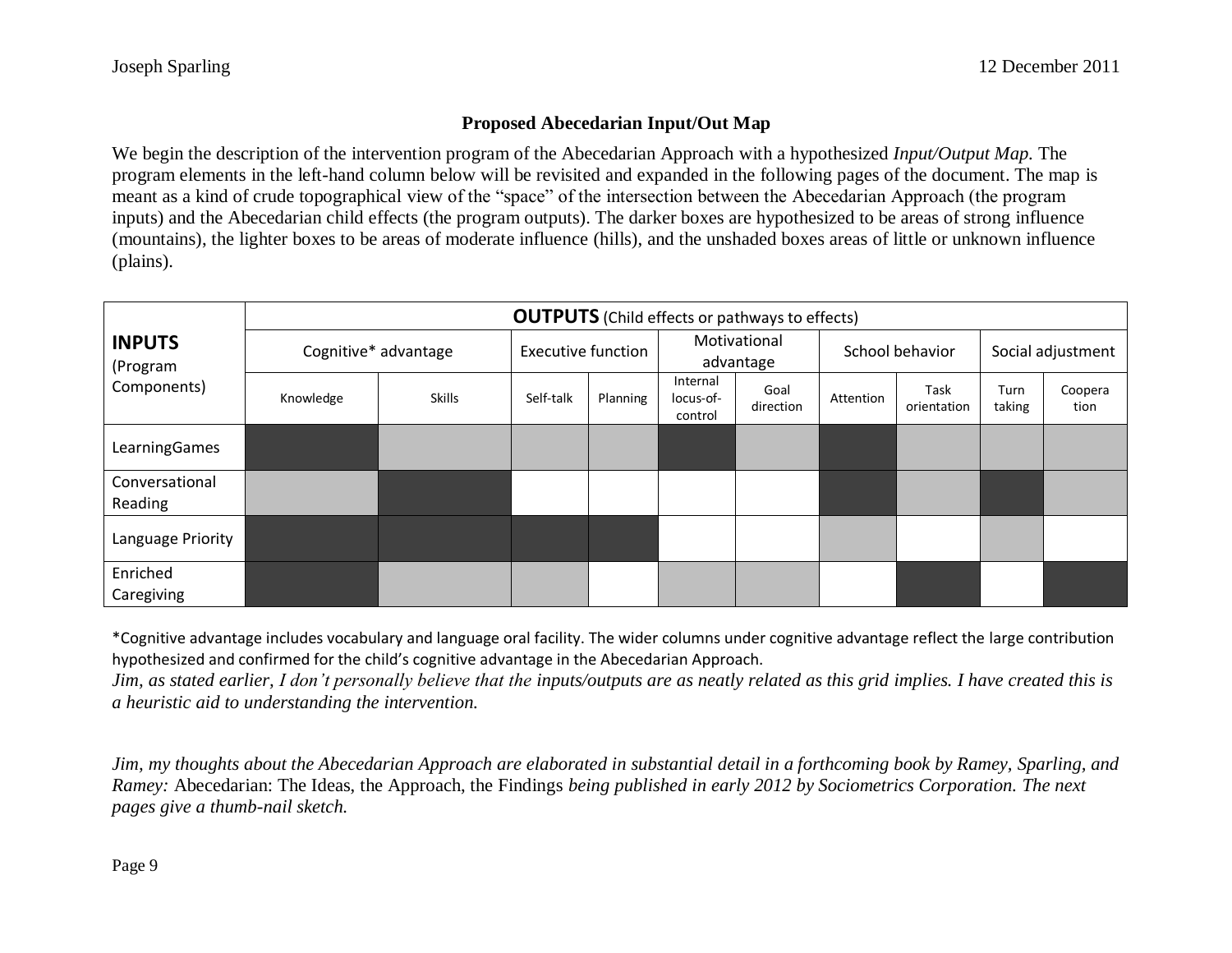## Proposed Abecedarian Input/Out Map

We begin the description of the intervention program of the Abecedarian Approach with a hypothesized *Input/Output Map*. The program elements in the left-hand column below will be revisited and expanded in the following pages of the document. The map is meant as a kind of crude topographical view of the "space" of the intersection between the Abecedarian Approach (the program inputs) and the Abecedarian child effects (the program outputs). The darker boxes are hypothesized to be areas of strong influence (mountains), the lighter boxes to be areas of moderate influence (hills), and the unshaded boxes areas of little or unknown influence (plains).

| **INPUTS** (Program Components) | **OUTPUTS** (Child effects or pathways to effects) | | | | | | | | | |
|---|---|---|---|---|---|---|---|---|---|---|
| | Cognitive* advantage | | Executive function | | Motivational advantage | | School behavior | | Social adjustment | |
| | Knowledge | Skills | Self-talk | Planning | Internal locus-of-control | Goal direction | Attention | Task orientation | Turn taking | Cooperation |
| LearningGames | dark | light | light | light | dark | light | dark | light | light | light |
| Conversational Reading | light | dark | | | | | dark | light | dark | light |
| Language Priority | dark | dark | dark | dark | | | light | | light | |
| Enriched Caregiving | dark | light | light | | light | light | | dark | | dark |

*Cognitive advantage includes vocabulary and language oral facility. The wider columns under cognitive advantage reflect the large contribution hypothesized and confirmed for the child's cognitive advantage in the Abecedarian Approach.

*Jim, as stated earlier, I don't personally believe that the inputs/outputs are as neatly related as this grid implies. I have created this is a heuristic aid to understanding the intervention.*

*Jim, my thoughts about the Abecedarian Approach are elaborated in substantial detail in a forthcoming book by Ramey, Sparling, and Ramey:* Abecedarian: The Ideas, the Approach, the Findings *being published in early 2012 by Sociometrics Corporation. The next pages give a thumb-nail sketch.*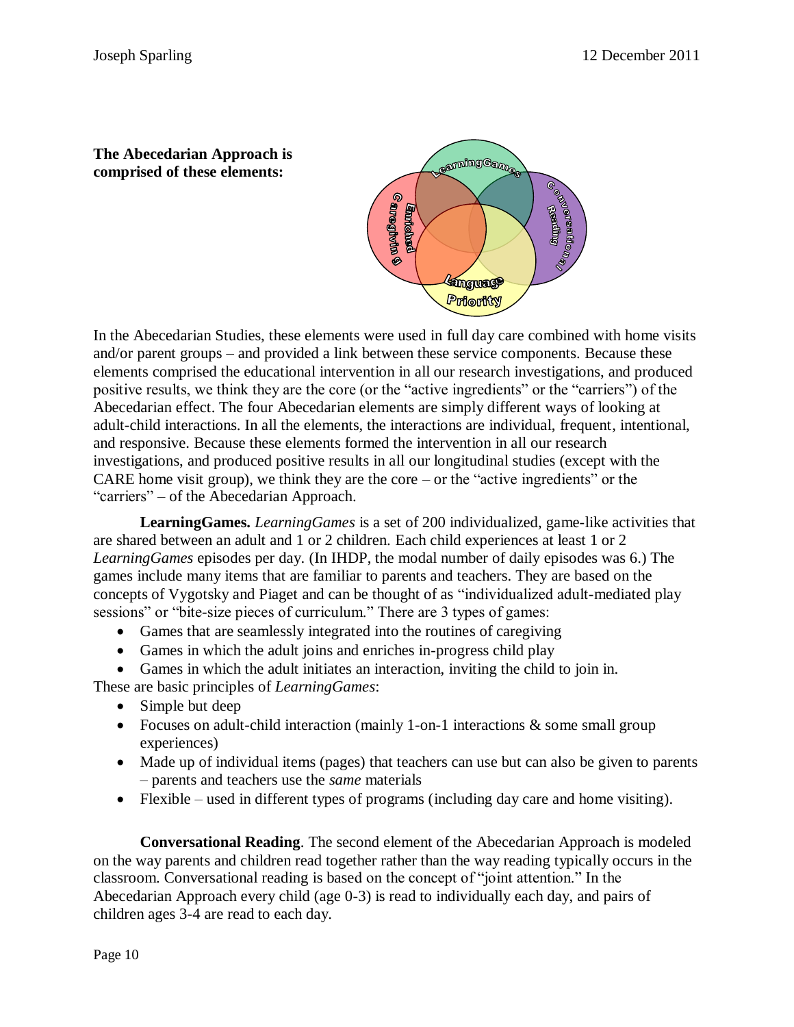**The Abecedarian Approach is comprised of these elements:**

In the Abecedarian Studies, these elements were used in full day care combined with home visits and/or parent groups – and provided a link between these service components. Because these elements comprised the educational intervention in all our research investigations, and produced positive results, we think they are the core (or the "active ingredients" or the "carriers") of the Abecedarian effect. The four Abecedarian elements are simply different ways of looking at adult-child interactions. In all the elements, the interactions are individual, frequent, intentional, and responsive. Because these elements formed the intervention in all our research investigations, and produced positive results in all our longitudinal studies (except with the CARE home visit group), we think they are the core – or the "active ingredients" or the "carriers" – of the Abecedarian Approach.

**LearningGames.** *LearningGames* is a set of 200 individualized, game-like activities that are shared between an adult and 1 or 2 children. Each child experiences at least 1 or 2 *LearningGames* episodes per day. (In IHDP, the modal number of daily episodes was 6.) The games include many items that are familiar to parents and teachers. They are based on the concepts of Vygotsky and Piaget and can be thought of as "individualized adult-mediated play sessions" or "bite-size pieces of curriculum." There are 3 types of games:

- Games that are seamlessly integrated into the routines of caregiving
- Games in which the adult joins and enriches in-progress child play
- Games in which the adult initiates an interaction, inviting the child to join in.

These are basic principles of *LearningGames*:

- Simple but deep
- Focuses on adult-child interaction (mainly 1-on-1 interactions & some small group experiences)
- Made up of individual items (pages) that teachers can use but can also be given to parents – parents and teachers use the *same* materials
- Flexible – used in different types of programs (including day care and home visiting).

**Conversational Reading**. The second element of the Abecedarian Approach is modeled on the way parents and children read together rather than the way reading typically occurs in the classroom. Conversational reading is based on the concept of "joint attention." In the Abecedarian Approach every child (age 0-3) is read to individually each day, and pairs of children ages 3-4 are read to each day.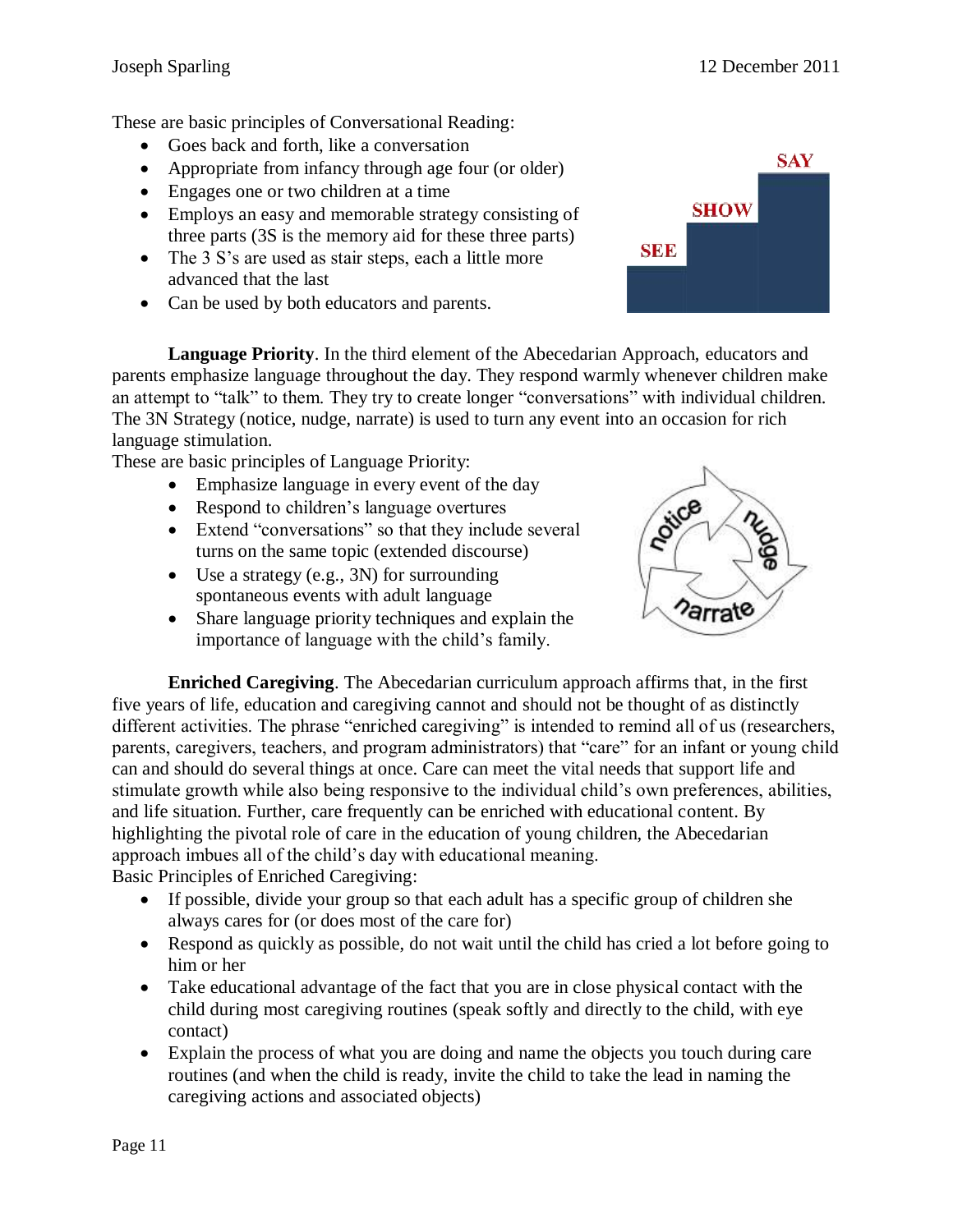These are basic principles of Conversational Reading:

- Goes back and forth, like a conversation
- Appropriate from infancy through age four (or older)
- Engages one or two children at a time
- Employs an easy and memorable strategy consisting of three parts (3S is the memory aid for these three parts)
- The 3 S's are used as stair steps, each a little more advanced that the last
- Can be used by both educators and parents.

**Language Priority**. In the third element of the Abecedarian Approach, educators and parents emphasize language throughout the day. They respond warmly whenever children make an attempt to "talk" to them. They try to create longer "conversations" with individual children. The 3N Strategy (notice, nudge, narrate) is used to turn any event into an occasion for rich language stimulation.

These are basic principles of Language Priority:

- Emphasize language in every event of the day
- Respond to children's language overtures
- Extend "conversations" so that they include several turns on the same topic (extended discourse)
- Use a strategy (e.g., 3N) for surrounding spontaneous events with adult language
- Share language priority techniques and explain the importance of language with the child's family.

**Enriched Caregiving**. The Abecedarian curriculum approach affirms that, in the first five years of life, education and caregiving cannot and should not be thought of as distinctly different activities. The phrase "enriched caregiving" is intended to remind all of us (researchers, parents, caregivers, teachers, and program administrators) that "care" for an infant or young child can and should do several things at once. Care can meet the vital needs that support life and stimulate growth while also being responsive to the individual child's own preferences, abilities, and life situation. Further, care frequently can be enriched with educational content. By highlighting the pivotal role of care in the education of young children, the Abecedarian approach imbues all of the child's day with educational meaning.

Basic Principles of Enriched Caregiving:

- If possible, divide your group so that each adult has a specific group of children she always cares for (or does most of the care for)
- Respond as quickly as possible, do not wait until the child has cried a lot before going to him or her
- Take educational advantage of the fact that you are in close physical contact with the child during most caregiving routines (speak softly and directly to the child, with eye contact)
- Explain the process of what you are doing and name the objects you touch during care routines (and when the child is ready, invite the child to take the lead in naming the caregiving actions and associated objects)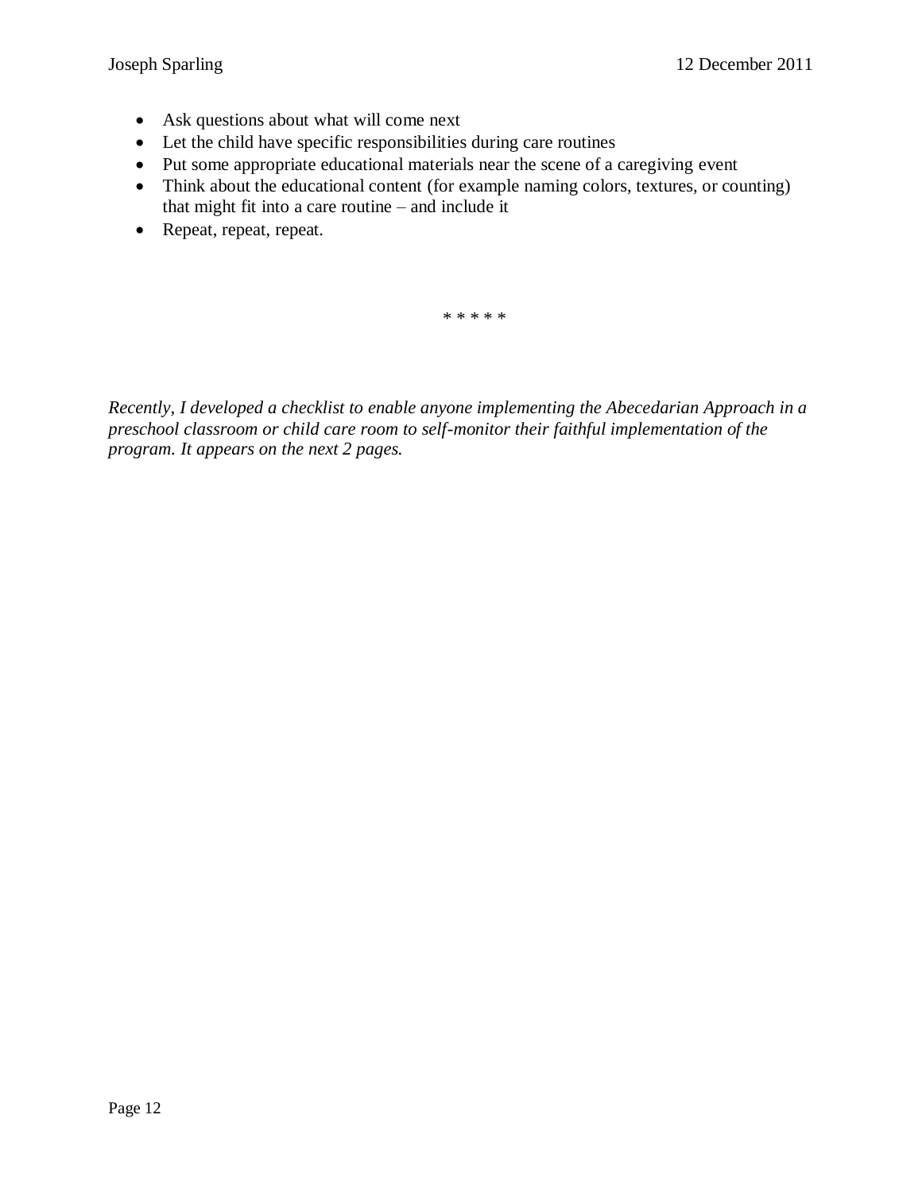- Ask questions about what will come next
- Let the child have specific responsibilities during care routines
- Put some appropriate educational materials near the scene of a caregiving event
- Think about the educational content (for example naming colors, textures, or counting) that might fit into a care routine – and include it
- Repeat, repeat, repeat.

\* \* \* \* \*

*Recently, I developed a checklist to enable anyone implementing the Abecedarian Approach in a preschool classroom or child care room to self-monitor their faithful implementation of the program. It appears on the next 2 pages.*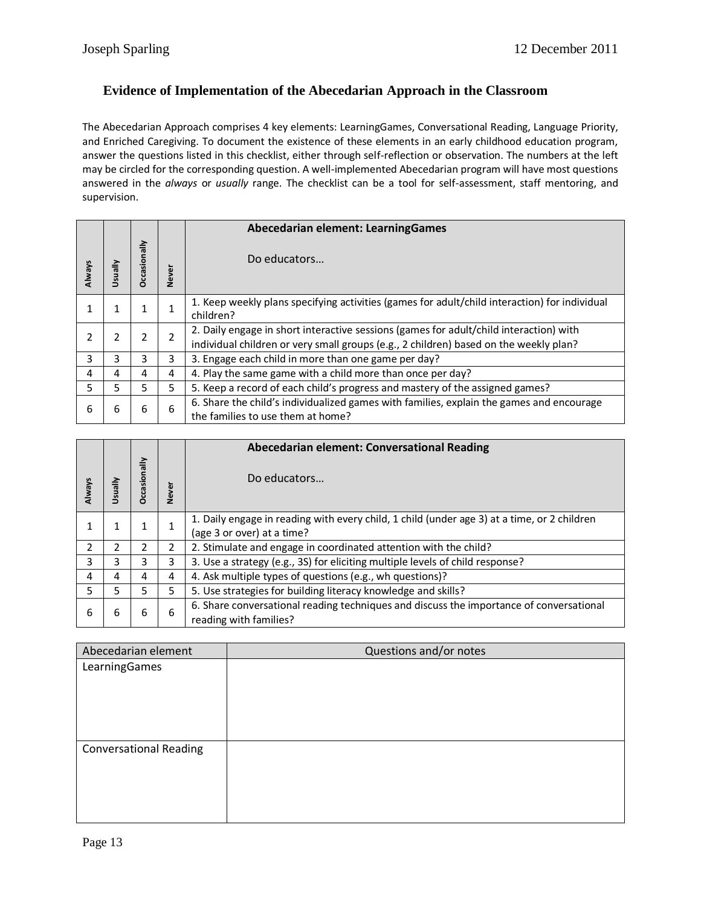## Evidence of Implementation of the Abecedarian Approach in the Classroom

The Abecedarian Approach comprises 4 key elements: LearningGames, Conversational Reading, Language Priority, and Enriched Caregiving. To document the existence of these elements in an early childhood education program, answer the questions listed in this checklist, either through self-reflection or observation. The numbers at the left may be circled for the corresponding question. A well-implemented Abecedarian program will have most questions answered in the *always* or *usually* range. The checklist can be a tool for self-assessment, staff mentoring, and supervision.

| Always | Usually | Occasionally | Never | **Abecedarian element: LearningGames**<br><br>Do educators… |
|---|---|---|---|---|
| 1 | 1 | 1 | 1 | 1. Keep weekly plans specifying activities (games for adult/child interaction) for individual children? |
| 2 | 2 | 2 | 2 | 2. Daily engage in short interactive sessions (games for adult/child interaction) with individual children or very small groups (e.g., 2 children) based on the weekly plan? |
| 3 | 3 | 3 | 3 | 3. Engage each child in more than one game per day? |
| 4 | 4 | 4 | 4 | 4. Play the same game with a child more than once per day? |
| 5 | 5 | 5 | 5 | 5. Keep a record of each child's progress and mastery of the assigned games? |
| 6 | 6 | 6 | 6 | 6. Share the child's individualized games with families, explain the games and encourage the families to use them at home? |

| Always | Usually | Occasionally | Never | **Abecedarian element: Conversational Reading**<br><br>Do educators… |
|---|---|---|---|---|
| 1 | 1 | 1 | 1 | 1. Daily engage in reading with every child, 1 child (under age 3) at a time, or 2 children (age 3 or over) at a time? |
| 2 | 2 | 2 | 2 | 2. Stimulate and engage in coordinated attention with the child? |
| 3 | 3 | 3 | 3 | 3. Use a strategy (e.g., 3S) for eliciting multiple levels of child response? |
| 4 | 4 | 4 | 4 | 4. Ask multiple types of questions (e.g., wh questions)? |
| 5 | 5 | 5 | 5 | 5. Use strategies for building literacy knowledge and skills? |
| 6 | 6 | 6 | 6 | 6. Share conversational reading techniques and discuss the importance of conversational reading with families? |

| Abecedarian element | Questions and/or notes |
|---|---|
| LearningGames | |
| Conversational Reading | |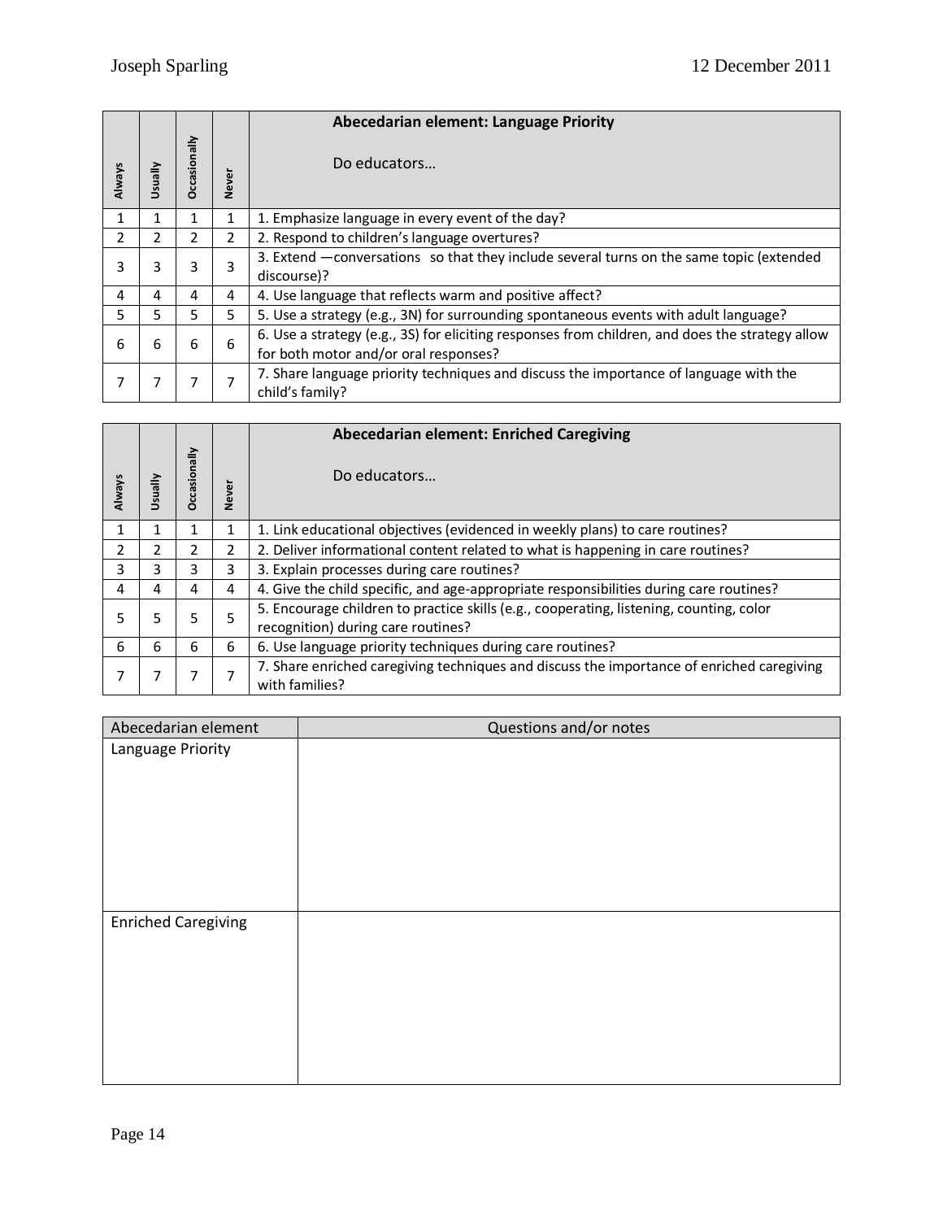| Always | Usually | Occasionally | Never | **Abecedarian element: Language Priority**<br><br>Do educators… |
|---|---|---|---|---|
| 1 | 1 | 1 | 1 | 1. Emphasize language in every event of the day? |
| 2 | 2 | 2 | 2 | 2. Respond to children's language overtures? |
| 3 | 3 | 3 | 3 | 3. Extend —conversations so that they include several turns on the same topic (extended discourse)? |
| 4 | 4 | 4 | 4 | 4. Use language that reflects warm and positive affect? |
| 5 | 5 | 5 | 5 | 5. Use a strategy (e.g., 3N) for surrounding spontaneous events with adult language? |
| 6 | 6 | 6 | 6 | 6. Use a strategy (e.g., 3S) for eliciting responses from children, and does the strategy allow for both motor and/or oral responses? |
| 7 | 7 | 7 | 7 | 7. Share language priority techniques and discuss the importance of language with the child's family? |

| Always | Usually | Occasionally | Never | **Abecedarian element: Enriched Caregiving**<br><br>Do educators… |
|---|---|---|---|---|
| 1 | 1 | 1 | 1 | 1. Link educational objectives (evidenced in weekly plans) to care routines? |
| 2 | 2 | 2 | 2 | 2. Deliver informational content related to what is happening in care routines? |
| 3 | 3 | 3 | 3 | 3. Explain processes during care routines? |
| 4 | 4 | 4 | 4 | 4. Give the child specific, and age-appropriate responsibilities during care routines? |
| 5 | 5 | 5 | 5 | 5. Encourage children to practice skills (e.g., cooperating, listening, counting, color recognition) during care routines? |
| 6 | 6 | 6 | 6 | 6. Use language priority techniques during care routines? |
| 7 | 7 | 7 | 7 | 7. Share enriched caregiving techniques and discuss the importance of enriched caregiving with families? |

| Abecedarian element | Questions and/or notes |
|---|---|
| Language Priority | |
| Enriched Caregiving | |